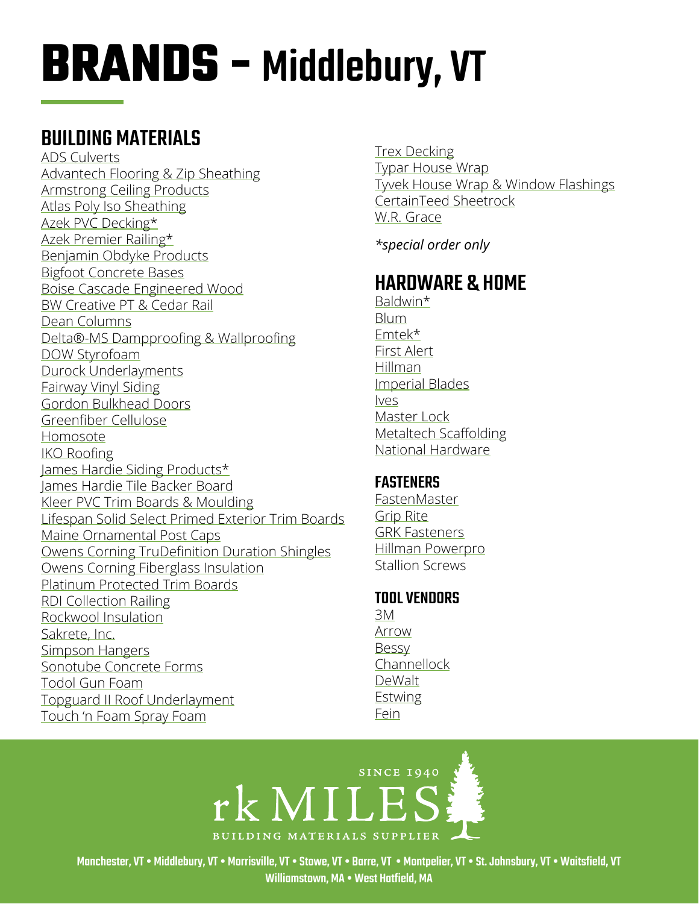# BRANDS – Middlebury, VT

## BUILDING MATERIALS

ADS Culverts
Advantech Flooring & Zip Sheathing
Armstrong Ceiling Products
Atlas Poly Iso Sheathing
Azek PVC Decking*
Azek Premier Railing*
Benjamin Obdyke Products
Bigfoot Concrete Bases
Boise Cascade Engineered Wood
BW Creative PT & Cedar Rail
Dean Columns
Delta®-MS Dampproofing & Wallproofing
DOW Styrofoam
Durock Underlayments
Fairway Vinyl Siding
Gordon Bulkhead Doors
Greenfiber Cellulose
Homosote
IKO Roofing
James Hardie Siding Products*
James Hardie Tile Backer Board
Kleer PVC Trim Boards & Moulding
Lifespan Solid Select Primed Exterior Trim Boards
Maine Ornamental Post Caps
Owens Corning TruDefinition Duration Shingles
Owens Corning Fiberglass Insulation
Platinum Protected Trim Boards
RDI Collection Railing
Rockwool Insulation
Sakrete, Inc.
Simpson Hangers
Sonotube Concrete Forms
Todol Gun Foam
Topguard II Roof Underlayment
Touch 'n Foam Spray Foam
Trex Decking
Typar House Wrap
Tyvek House Wrap & Window Flashings
CertainTeed Sheetrock
W.R. Grace

*\*special order only*

## HARDWARE & HOME

Baldwin*
Blum
Emtek*
First Alert
Hillman
Imperial Blades
Ives
Master Lock
Metaltech Scaffolding
National Hardware

## FASTENERS

FastenMaster
Grip Rite
GRK Fasteners
Hillman Powerpro
Stallion Screws

## TOOL VENDORS

3M
Arrow
Bessy
Channellock
DeWalt
Estwing
Fein

SINCE 1940
rk MILES
BUILDING MATERIALS SUPPLIER

**Manchester, VT • Middlebury, VT • Morrisville, VT • Stowe, VT • Barre, VT • Montpelier, VT • St. Johnsbury, VT • Waitsfield, VT**
**Williamstown, MA • West Hatfield, MA**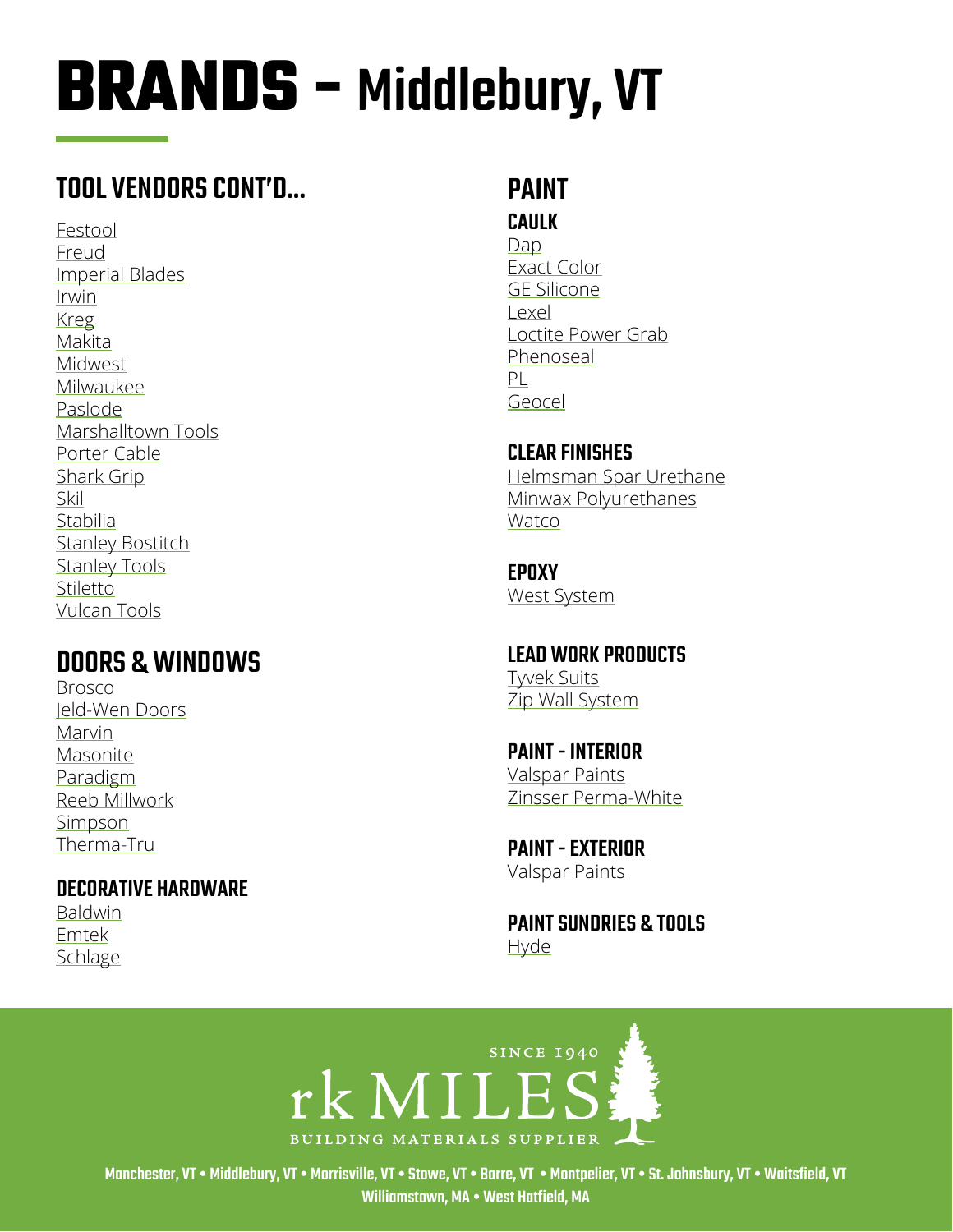# BRANDS – Middlebury, VT

## TOOL VENDORS CONT'D...

Festool
Freud
Imperial Blades
Irwin
Kreg
Makita
Midwest
Milwaukee
Paslode
Marshalltown Tools
Porter Cable
Shark Grip
Skil
Stabilia
Stanley Bostitch
Stanley Tools
Stiletto
Vulcan Tools

## DOORS & WINDOWS

Brosco
Jeld-Wen Doors
Marvin
Masonite
Paradigm
Reeb Millwork
Simpson
Therma-Tru

### DECORATIVE HARDWARE

Baldwin
Emtek
Schlage

## PAINT

### CAULK

Dap
Exact Color
GE Silicone
Lexel
Loctite Power Grab
Phenoseal
PL
Geocel

### CLEAR FINISHES

Helmsman Spar Urethane
Minwax Polyurethanes
Watco

### EPOXY

West System

### LEAD WORK PRODUCTS

Tyvek Suits
Zip Wall System

### PAINT - INTERIOR

Valspar Paints
Zinsser Perma-White

### PAINT - EXTERIOR

Valspar Paints

### PAINT SUNDRIES & TOOLS

Hyde

SINCE 1940
rk MILES
BUILDING MATERIALS SUPPLIER

Manchester, VT • Middlebury, VT • Morrisville, VT • Stowe, VT • Barre, VT • Montpelier, VT • St. Johnsbury, VT • Waitsfield, VT
Williamstown, MA • West Hatfield, MA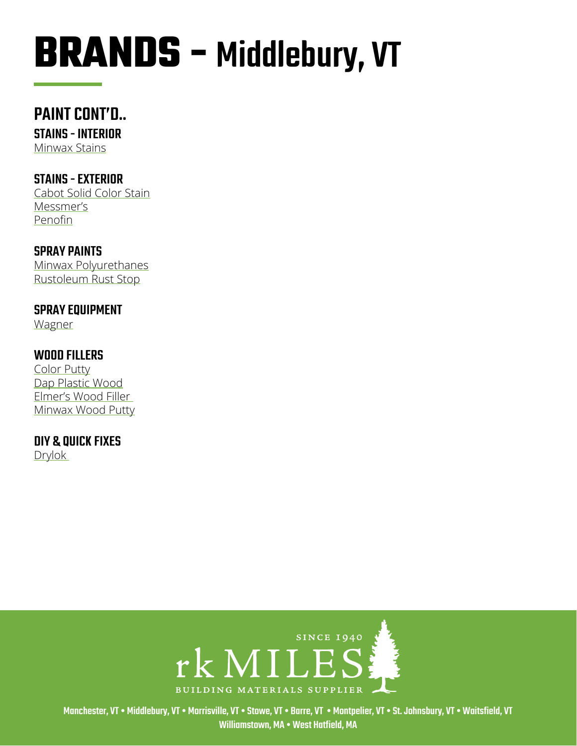# BRANDS – Middlebury, VT

## PAINT CONT'D..

### STAINS - INTERIOR

Minwax Stains

### STAINS - EXTERIOR

Cabot Solid Color Stain
Messmer's
Penofin

### SPRAY PAINTS

Minwax Polyurethanes
Rustoleum Rust Stop

### SPRAY EQUIPMENT

Wagner

### WOOD FILLERS

Color Putty
Dap Plastic Wood
Elmer's Wood Filler
Minwax Wood Putty

### DIY & QUICK FIXES

Drylok

SINCE 1940
rk MILES
BUILDING MATERIALS SUPPLIER

Manchester, VT • Middlebury, VT • Morrisville, VT • Stowe, VT • Barre, VT • Montpelier, VT • St. Johnsbury, VT • Waitsfield, VT
Williamstown, MA • West Hatfield, MA